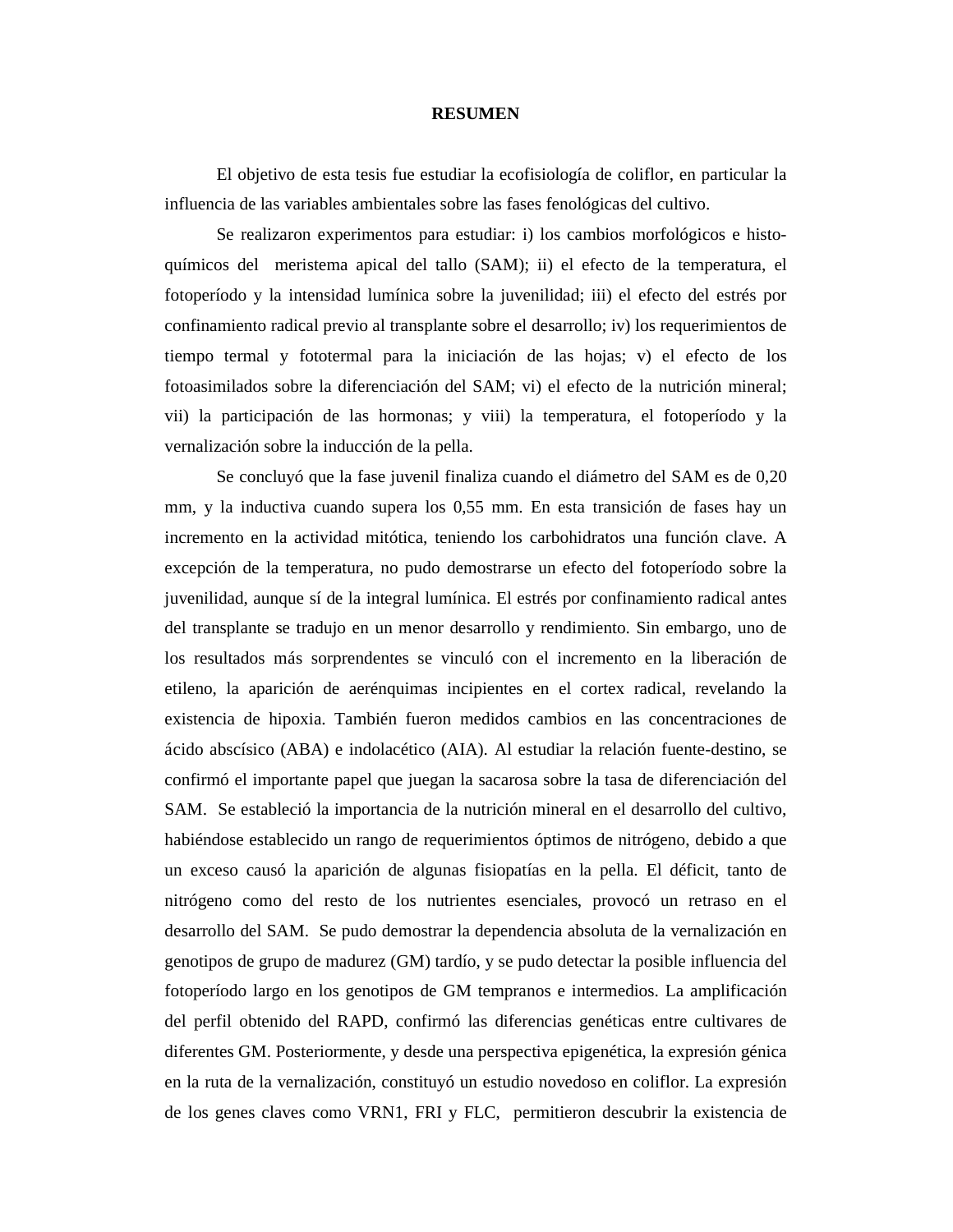# RESUMEN

El objetivo de esta tesis fue estudiar la ecofisiología de coliflor, en particular la influencia de las variables ambientales sobre las fases fenológicas del cultivo.

Se realizaron experimentos para estudiar: i) los cambios morfológicos e histo-químicos del meristema apical del tallo (SAM); ii) el efecto de la temperatura, el fotoperíodo y la intensidad lumínica sobre la juvenilidad; iii) el efecto del estrés por confinamiento radical previo al transplante sobre el desarrollo; iv) los requerimientos de tiempo termal y fototermal para la iniciación de las hojas; v) el efecto de los fotoasimilados sobre la diferenciación del SAM; vi) el efecto de la nutrición mineral; vii) la participación de las hormonas; y viii) la temperatura, el fotoperíodo y la vernalización sobre la inducción de la pella.

Se concluyó que la fase juvenil finaliza cuando el diámetro del SAM es de 0,20 mm, y la inductiva cuando supera los 0,55 mm. En esta transición de fases hay un incremento en la actividad mitótica, teniendo los carbohidratos una función clave. A excepción de la temperatura, no pudo demostrarse un efecto del fotoperíodo sobre la juvenilidad, aunque sí de la integral lumínica. El estrés por confinamiento radical antes del transplante se tradujo en un menor desarrollo y rendimiento. Sin embargo, uno de los resultados más sorprendentes se vinculó con el incremento en la liberación de etileno, la aparición de aerénquimas incipientes en el cortex radical, revelando la existencia de hipoxia. También fueron medidos cambios en las concentraciones de ácido abscísico (ABA) e indolacético (AIA). Al estudiar la relación fuente-destino, se confirmó el importante papel que juegan la sacarosa sobre la tasa de diferenciación del SAM. Se estableció la importancia de la nutrición mineral en el desarrollo del cultivo, habiéndose establecido un rango de requerimientos óptimos de nitrógeno, debido a que un exceso causó la aparición de algunas fisiopatías en la pella. El déficit, tanto de nitrógeno como del resto de los nutrientes esenciales, provocó un retraso en el desarrollo del SAM. Se pudo demostrar la dependencia absoluta de la vernalización en genotipos de grupo de madurez (GM) tardío, y se pudo detectar la posible influencia del fotoperíodo largo en los genotipos de GM tempranos e intermedios. La amplificación del perfil obtenido del RAPD, confirmó las diferencias genéticas entre cultivares de diferentes GM. Posteriormente, y desde una perspectiva epigenética, la expresión génica en la ruta de la vernalización, constituyó un estudio novedoso en coliflor. La expresión de los genes claves como VRN1, FRI y FLC, permitieron descubrir la existencia de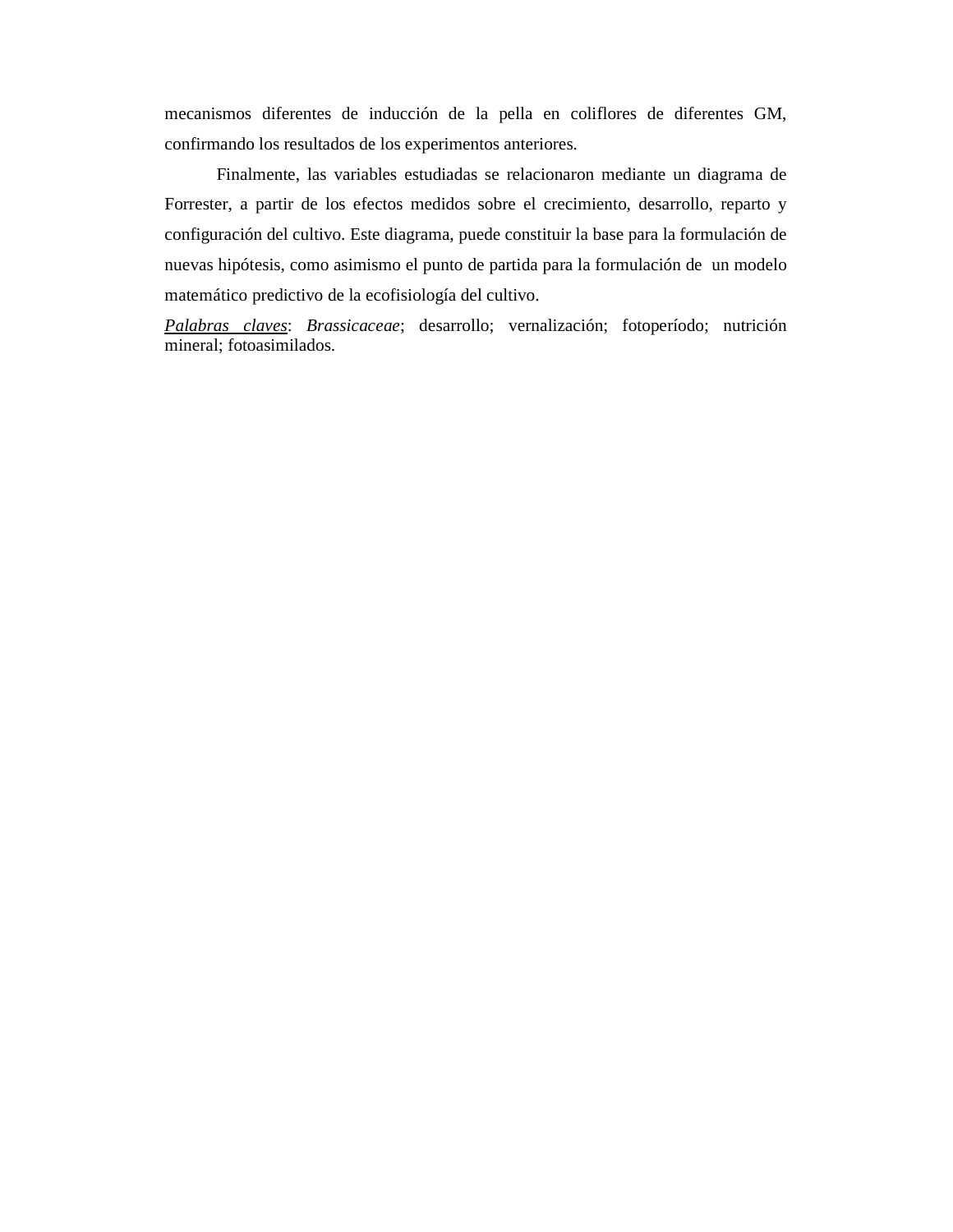mecanismos diferentes de inducción de la pella en coliflores de diferentes GM, confirmando los resultados de los experimentos anteriores.

Finalmente, las variables estudiadas se relacionaron mediante un diagrama de Forrester, a partir de los efectos medidos sobre el crecimiento, desarrollo, reparto y configuración del cultivo. Este diagrama, puede constituir la base para la formulación de nuevas hipótesis, como asimismo el punto de partida para la formulación de un modelo matemático predictivo de la ecofisiología del cultivo.

*Palabras claves*: *Brassicaceae*; desarrollo; vernalización; fotoperíodo; nutrición mineral; fotoasimilados.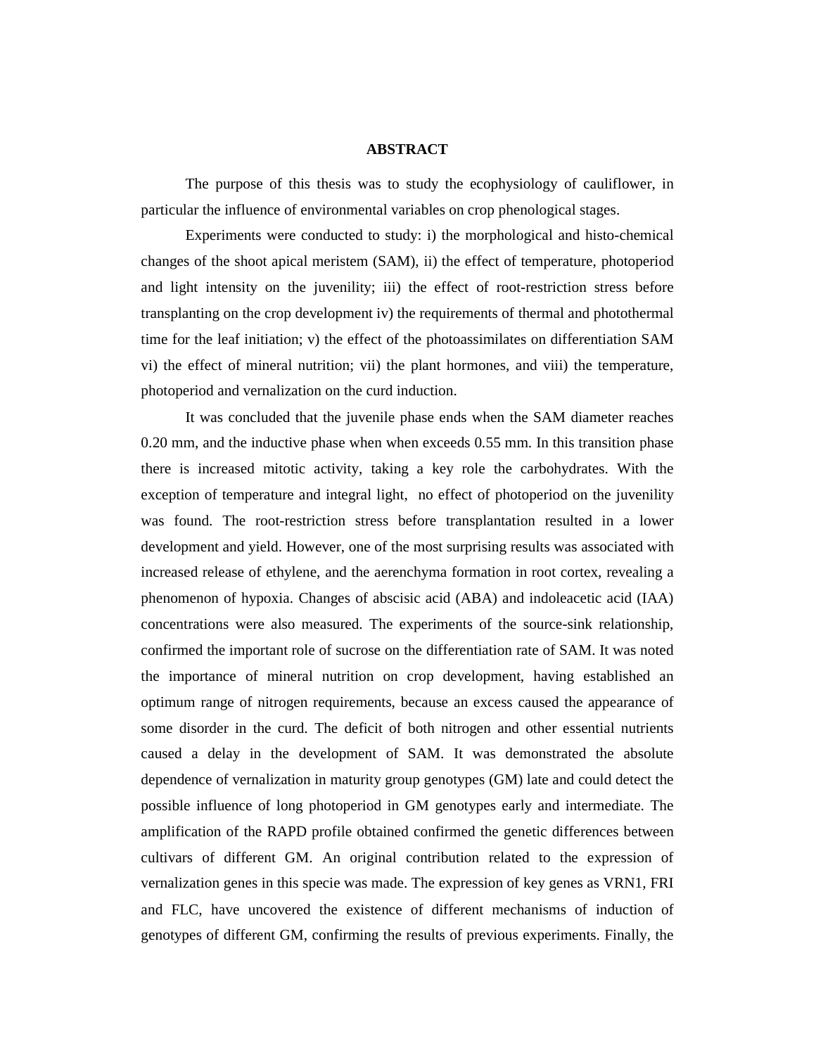# ABSTRACT

The purpose of this thesis was to study the ecophysiology of cauliflower, in particular the influence of environmental variables on crop phenological stages.

Experiments were conducted to study: i) the morphological and histo-chemical changes of the shoot apical meristem (SAM), ii) the effect of temperature, photoperiod and light intensity on the juvenility; iii) the effect of root-restriction stress before transplanting on the crop development iv) the requirements of thermal and photothermal time for the leaf initiation; v) the effect of the photoassimilates on differentiation SAM vi) the effect of mineral nutrition; vii) the plant hormones, and viii) the temperature, photoperiod and vernalization on the curd induction.

It was concluded that the juvenile phase ends when the SAM diameter reaches 0.20 mm, and the inductive phase when when exceeds 0.55 mm. In this transition phase there is increased mitotic activity, taking a key role the carbohydrates. With the exception of temperature and integral light, no effect of photoperiod on the juvenility was found. The root-restriction stress before transplantation resulted in a lower development and yield. However, one of the most surprising results was associated with increased release of ethylene, and the aerenchyma formation in root cortex, revealing a phenomenon of hypoxia. Changes of abscisic acid (ABA) and indoleacetic acid (IAA) concentrations were also measured. The experiments of the source-sink relationship, confirmed the important role of sucrose on the differentiation rate of SAM. It was noted the importance of mineral nutrition on crop development, having established an optimum range of nitrogen requirements, because an excess caused the appearance of some disorder in the curd. The deficit of both nitrogen and other essential nutrients caused a delay in the development of SAM. It was demonstrated the absolute dependence of vernalization in maturity group genotypes (GM) late and could detect the possible influence of long photoperiod in GM genotypes early and intermediate. The amplification of the RAPD profile obtained confirmed the genetic differences between cultivars of different GM. An original contribution related to the expression of vernalization genes in this specie was made. The expression of key genes as VRN1, FRI and FLC, have uncovered the existence of different mechanisms of induction of genotypes of different GM, confirming the results of previous experiments. Finally, the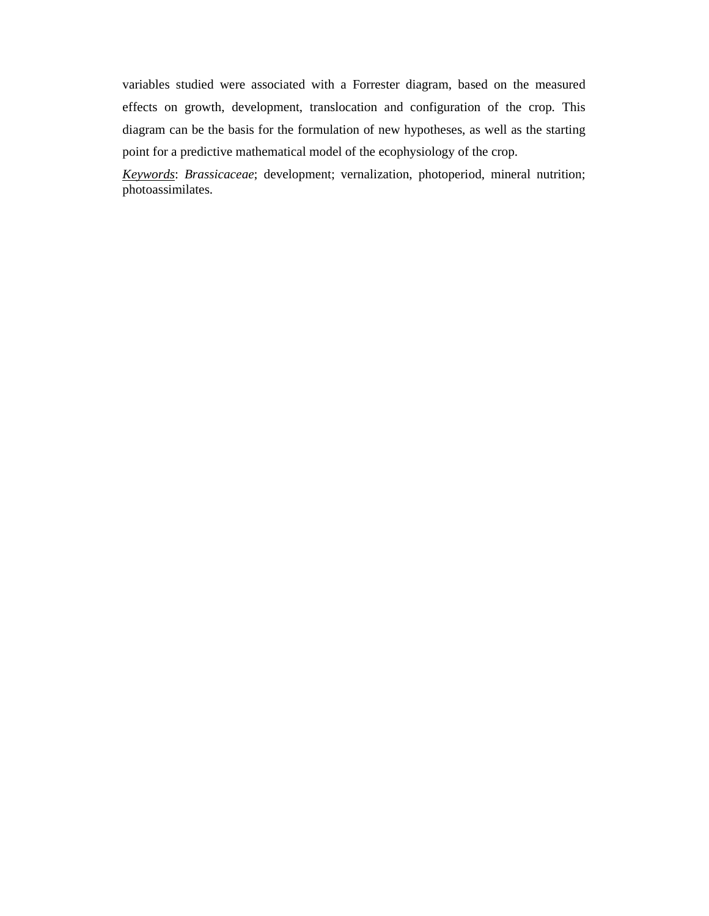variables studied were associated with a Forrester diagram, based on the measured effects on growth, development, translocation and configuration of the crop. This diagram can be the basis for the formulation of new hypotheses, as well as the starting point for a predictive mathematical model of the ecophysiology of the crop.

*Keywords*: *Brassicaceae*; development; vernalization, photoperiod, mineral nutrition; photoassimilates.